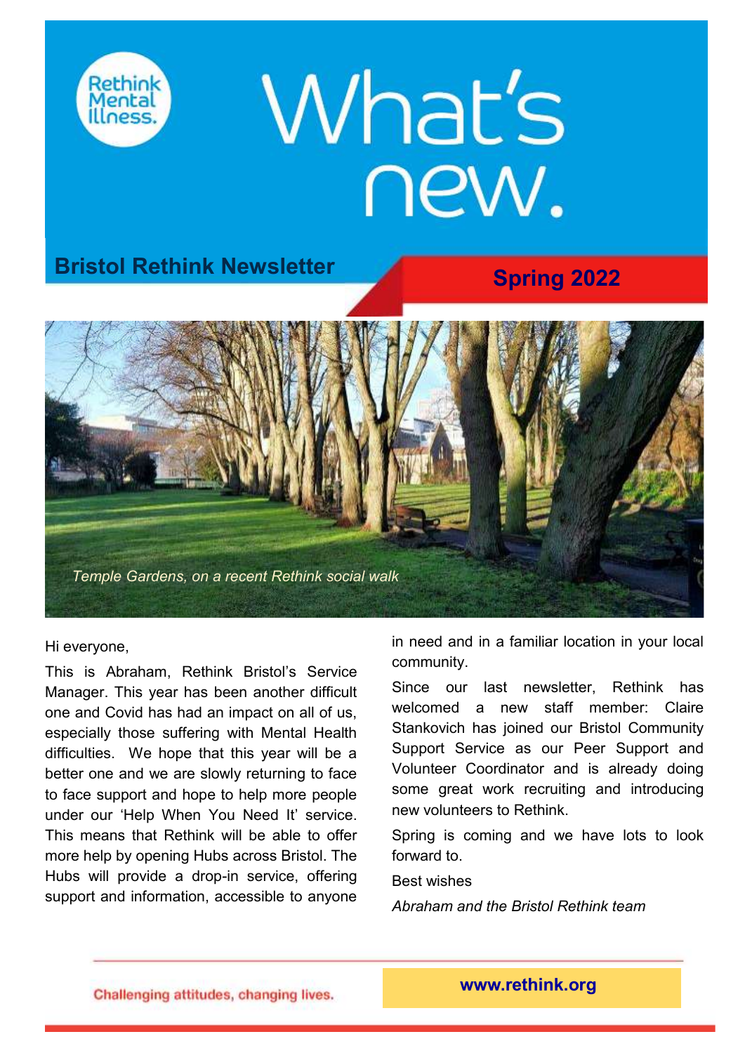Rethink Mental Illness.

# What's new.

## Bristol Rethink Newsletter

**Spring 2022**

*Temple Gardens, on a recent Rethink social walk*

Hi everyone,

This is Abraham, Rethink Bristol's Service Manager. This year has been another difficult one and Covid has had an impact on all of us, especially those suffering with Mental Health difficulties. We hope that this year will be a better one and we are slowly returning to face to face support and hope to help more people under our 'Help When You Need It' service. This means that Rethink will be able to offer more help by opening Hubs across Bristol. The Hubs will provide a drop-in service, offering support and information, accessible to anyone in need and in a familiar location in your local community.

Since our last newsletter, Rethink has welcomed a new staff member: Claire Stankovich has joined our Bristol Community Support Service as our Peer Support and Volunteer Coordinator and is already doing some great work recruiting and introducing new volunteers to Rethink.

Spring is coming and we have lots to look forward to.

Best wishes

*Abraham and the Bristol Rethink team*

Challenging attitudes, changing lives.

**www.rethink.org**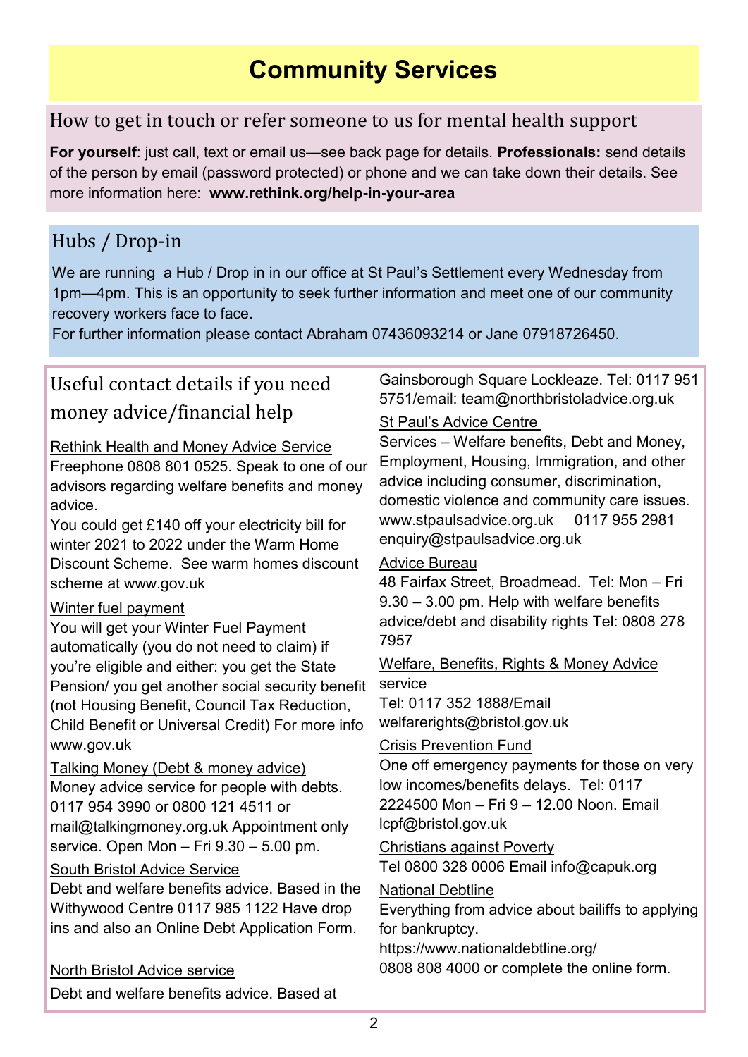# Community Services

## How to get in touch or refer someone to us for mental health support

**For yourself**: just call, text or email us—see back page for details. **Professionals:** send details of the person by email (password protected) or phone and we can take down their details. See more information here: **www.rethink.org/help-in-your-area**

## Hubs / Drop-in

We are running a Hub / Drop in in our office at St Paul's Settlement every Wednesday from 1pm—4pm. This is an opportunity to seek further information and meet one of our community recovery workers face to face.

For further information please contact Abraham 07436093214 or Jane 07918726450.

## Useful contact details if you need money advice/financial help

Rethink Health and Money Advice Service

Freephone 0808 801 0525. Speak to one of our advisors regarding welfare benefits and money advice.

You could get £140 off your electricity bill for winter 2021 to 2022 under the Warm Home Discount Scheme. See warm homes discount scheme at www.gov.uk

Winter fuel payment

You will get your Winter Fuel Payment automatically (you do not need to claim) if you're eligible and either: you get the State Pension/ you get another social security benefit (not Housing Benefit, Council Tax Reduction, Child Benefit or Universal Credit) For more info www.gov.uk

Talking Money (Debt & money advice)

Money advice service for people with debts. 0117 954 3990 or 0800 121 4511 or mail@talkingmoney.org.uk Appointment only service. Open Mon – Fri 9.30 – 5.00 pm.

South Bristol Advice Service

Debt and welfare benefits advice. Based in the Withywood Centre 0117 985 1122 Have drop ins and also an Online Debt Application Form.

North Bristol Advice service

Debt and welfare benefits advice. Based at Gainsborough Square Lockleaze. Tel: 0117 951 5751/email: team@northbristoladvice.org.uk

St Paul's Advice Centre

Services – Welfare benefits, Debt and Money, Employment, Housing, Immigration, and other advice including consumer, discrimination, domestic violence and community care issues. www.stpaulsadvice.org.uk 0117 955 2981 enquiry@stpaulsadvice.org.uk

Advice Bureau

48 Fairfax Street, Broadmead. Tel: Mon – Fri 9.30 – 3.00 pm. Help with welfare benefits advice/debt and disability rights Tel: 0808 278 7957

Welfare, Benefits, Rights & Money Advice service

Tel: 0117 352 1888/Email welfarerights@bristol.gov.uk

Crisis Prevention Fund

One off emergency payments for those on very low incomes/benefits delays. Tel: 0117 2224500 Mon – Fri 9 – 12.00 Noon. Email lcpf@bristol.gov.uk

Christians against Poverty

Tel 0800 328 0006 Email info@capuk.org

National Debtline

Everything from advice about bailiffs to applying for bankruptcy.

https://www.nationaldebtline.org/

0808 808 4000 or complete the online form.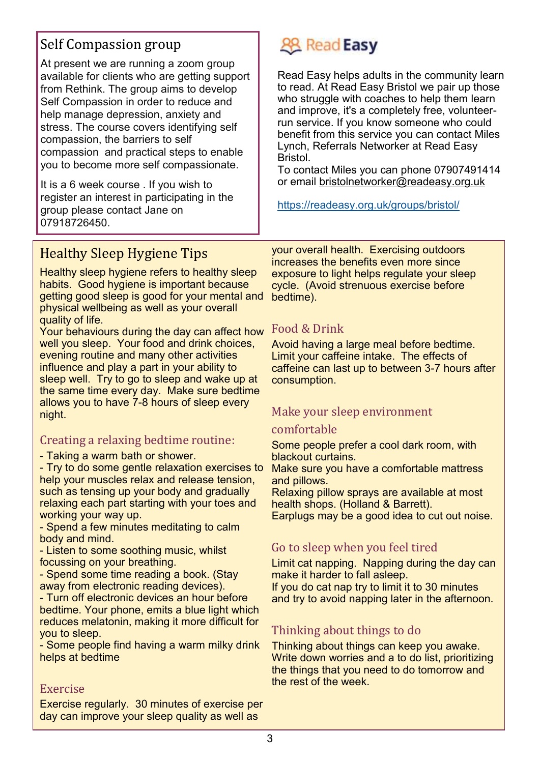## Self Compassion group

At present we are running a zoom group available for clients who are getting support from Rethink. The group aims to develop Self Compassion in order to reduce and help manage depression, anxiety and stress. The course covers identifying self compassion, the barriers to self compassion and practical steps to enable you to become more self compassionate.

It is a 6 week course . If you wish to register an interest in participating in the group please contact Jane on 07918726450.

## Read Easy

Read Easy helps adults in the community learn to read. At Read Easy Bristol we pair up those who struggle with coaches to help them learn and improve, it's a completely free, volunteer-run service. If you know someone who could benefit from this service you can contact Miles Lynch, Referrals Networker at Read Easy Bristol.
To contact Miles you can phone 07907491414 or email bristolnetworker@readeasy.org.uk

https://readeasy.org.uk/groups/bristol/

## Healthy Sleep Hygiene Tips

Healthy sleep hygiene refers to healthy sleep habits. Good hygiene is important because getting good sleep is good for your mental and physical wellbeing as well as your overall quality of life.
Your behaviours during the day can affect how well you sleep. Your food and drink choices, evening routine and many other activities influence and play a part in your ability to sleep well. Try to go to sleep and wake up at the same time every day. Make sure bedtime allows you to have 7-8 hours of sleep every night.

### Creating a relaxing bedtime routine:

- Taking a warm bath or shower.
- Try to do some gentle relaxation exercises to help your muscles relax and release tension, such as tensing up your body and gradually relaxing each part starting with your toes and working your way up.
- Spend a few minutes meditating to calm body and mind.
- Listen to some soothing music, whilst focussing on your breathing.
- Spend some time reading a book. (Stay away from electronic reading devices).
- Turn off electronic devices an hour before bedtime. Your phone, emits a blue light which reduces melatonin, making it more difficult for you to sleep.
- Some people find having a warm milky drink helps at bedtime

### Exercise

Exercise regularly. 30 minutes of exercise per day can improve your sleep quality as well as your overall health. Exercising outdoors increases the benefits even more since exposure to light helps regulate your sleep cycle. (Avoid strenuous exercise before bedtime).

### Food & Drink

Avoid having a large meal before bedtime. Limit your caffeine intake. The effects of caffeine can last up to between 3-7 hours after consumption.

### Make your sleep environment comfortable

Some people prefer a cool dark room, with blackout curtains.
Make sure you have a comfortable mattress and pillows.
Relaxing pillow sprays are available at most health shops. (Holland & Barrett).
Earplugs may be a good idea to cut out noise.

### Go to sleep when you feel tired

Limit cat napping. Napping during the day can make it harder to fall asleep.
If you do cat nap try to limit it to 30 minutes and try to avoid napping later in the afternoon.

### Thinking about things to do

Thinking about things can keep you awake. Write down worries and a to do list, prioritizing the things that you need to do tomorrow and the rest of the week.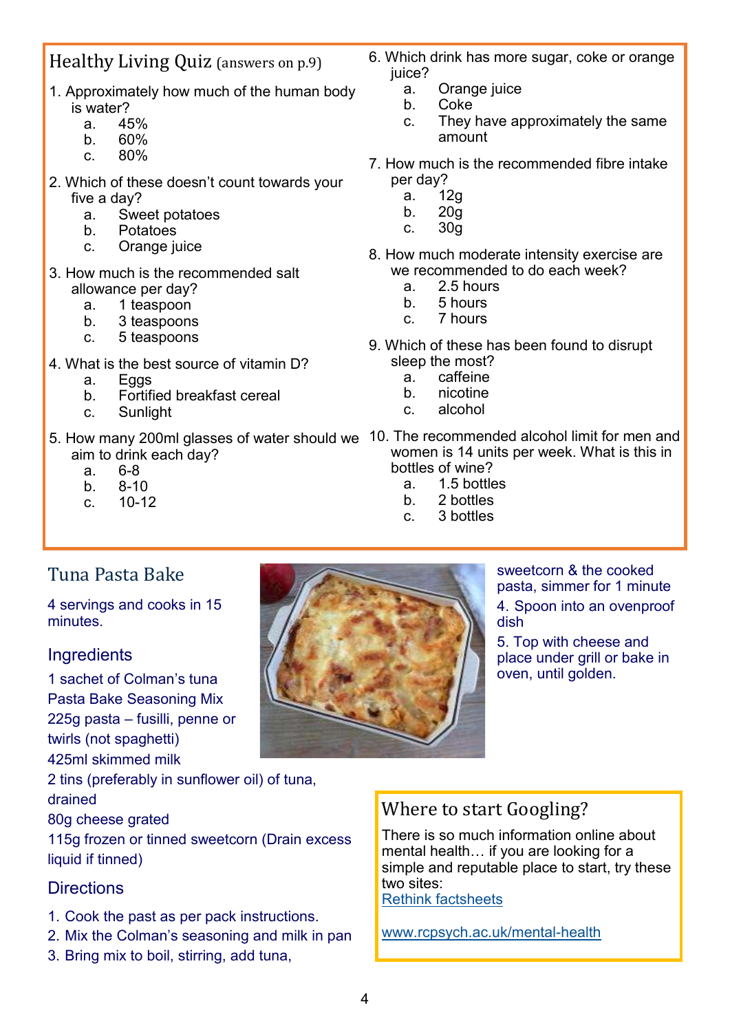## Healthy Living Quiz (answers on p.9)

1. Approximately how much of the human body is water?
   a. 45%
   b. 60%
   c. 80%

2. Which of these doesn't count towards your five a day?
   a. Sweet potatoes
   b. Potatoes
   c. Orange juice

3. How much is the recommended salt allowance per day?
   a. 1 teaspoon
   b. 3 teaspoons
   c. 5 teaspoons

4. What is the best source of vitamin D?
   a. Eggs
   b. Fortified breakfast cereal
   c. Sunlight

5. How many 200ml glasses of water should we aim to drink each day?
   a. 6-8
   b. 8-10
   c. 10-12

6. Which drink has more sugar, coke or orange juice?
   a. Orange juice
   b. Coke
   c. They have approximately the same amount

7. How much is the recommended fibre intake per day?
   a. 12g
   b. 20g
   c. 30g

8. How much moderate intensity exercise are we recommended to do each week?
   a. 2.5 hours
   b. 5 hours
   c. 7 hours

9. Which of these has been found to disrupt sleep the most?
   a. caffeine
   b. nicotine
   c. alcohol

10. The recommended alcohol limit for men and women is 14 units per week. What is this in bottles of wine?
    a. 1.5 bottles
    b. 2 bottles
    c. 3 bottles

## Tuna Pasta Bake

4 servings and cooks in 15 minutes.

### Ingredients

1 sachet of Colman's tuna Pasta Bake Seasoning Mix
225g pasta – fusilli, penne or twirls (not spaghetti)
425ml skimmed milk
2 tins (preferably in sunflower oil) of tuna, drained
80g cheese grated
115g frozen or tinned sweetcorn (Drain excess liquid if tinned)

### Directions

1. Cook the past as per pack instructions.
2. Mix the Colman's seasoning and milk in pan
3. Bring mix to boil, stirring, add tuna, sweetcorn & the cooked pasta, simmer for 1 minute
4. Spoon into an ovenproof dish
5. Top with cheese and place under grill or bake in oven, until golden.

## Where to start Googling?

There is so much information online about mental health… if you are looking for a simple and reputable place to start, try these two sites:

Rethink factsheets

www.rcpsych.ac.uk/mental-health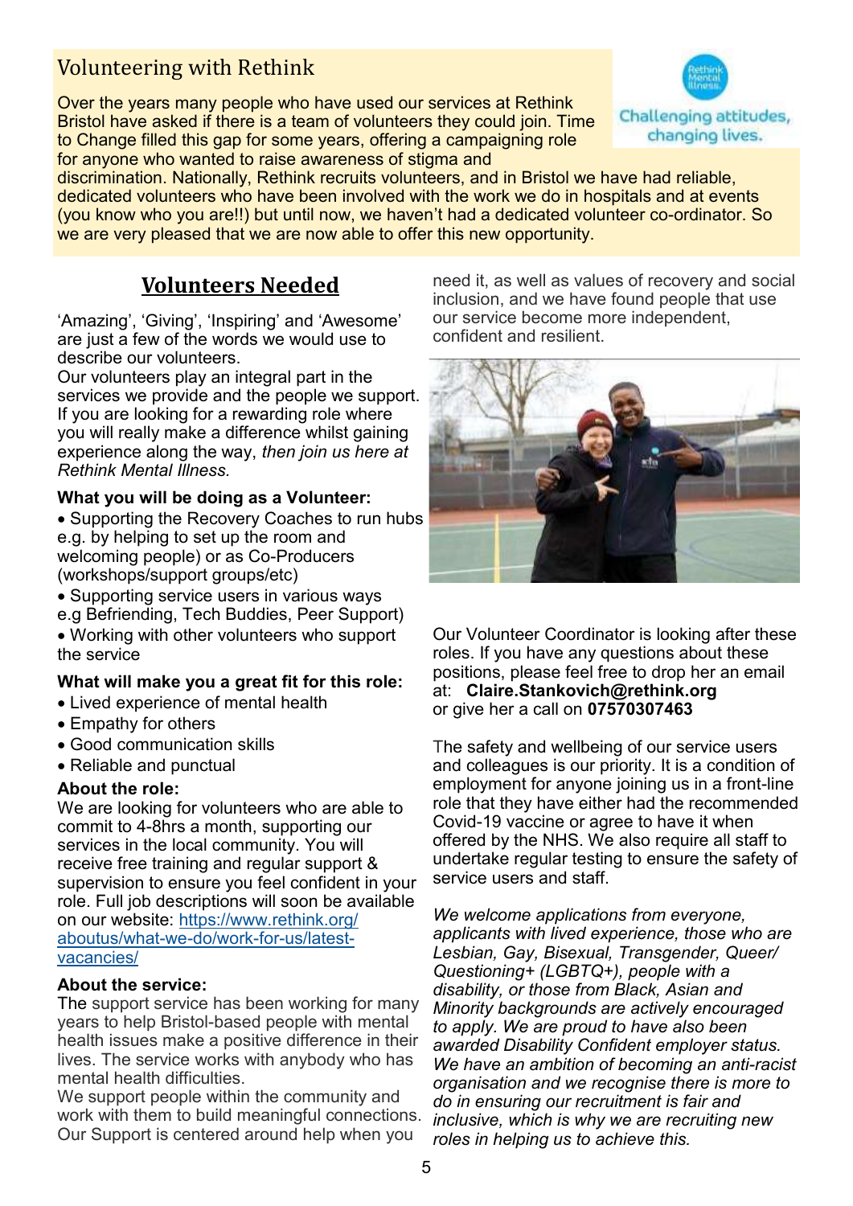## Volunteering with Rethink

Over the years many people who have used our services at Rethink Bristol have asked if there is a team of volunteers they could join. Time to Change filled this gap for some years, offering a campaigning role for anyone who wanted to raise awareness of stigma and discrimination. Nationally, Rethink recruits volunteers, and in Bristol we have had reliable, dedicated volunteers who have been involved with the work we do in hospitals and at events (you know who you are!!) but until now, we haven't had a dedicated volunteer co-ordinator. So we are very pleased that we are now able to offer this new opportunity.

Challenging attitudes, changing lives.

## Volunteers Needed

'Amazing', 'Giving', 'Inspiring' and 'Awesome' are just a few of the words we would use to describe our volunteers.
Our volunteers play an integral part in the services we provide and the people we support. If you are looking for a rewarding role where you will really make a difference whilst gaining experience along the way, *then join us here at Rethink Mental Illness.*

**What you will be doing as a Volunteer:**

- Supporting the Recovery Coaches to run hubs e.g. by helping to set up the room and welcoming people) or as Co-Producers (workshops/support groups/etc)
- Supporting service users in various ways e.g Befriending, Tech Buddies, Peer Support)
- Working with other volunteers who support the service

**What will make you a great fit for this role:**

- Lived experience of mental health
- Empathy for others
- Good communication skills
- Reliable and punctual

**About the role:**

We are looking for volunteers who are able to commit to 4-8hrs a month, supporting our services in the local community. You will receive free training and regular support & supervision to ensure you feel confident in your role. Full job descriptions will soon be available on our website: https://www.rethink.org/aboutus/what-we-do/work-for-us/latest-vacancies/

**About the service:**

The support service has been working for many years to help Bristol-based people with mental health issues make a positive difference in their lives. The service works with anybody who has mental health difficulties.
We support people within the community and work with them to build meaningful connections. Our Support is centered around help when you need it, as well as values of recovery and social inclusion, and we have found people that use our service become more independent, confident and resilient.

Our Volunteer Coordinator is looking after these roles. If you have any questions about these positions, please feel free to drop her an email at: **Claire.Stankovich@rethink.org**
or give her a call on **07570307463**

The safety and wellbeing of our service users and colleagues is our priority. It is a condition of employment for anyone joining us in a front-line role that they have either had the recommended Covid-19 vaccine or agree to have it when offered by the NHS. We also require all staff to undertake regular testing to ensure the safety of service users and staff.

*We welcome applications from everyone, applicants with lived experience, those who are Lesbian, Gay, Bisexual, Transgender, Queer/Questioning+ (LGBTQ+), people with a disability, or those from Black, Asian and Minority backgrounds are actively encouraged to apply. We are proud to have also been awarded Disability Confident employer status. We have an ambition of becoming an anti-racist organisation and we recognise there is more to do in ensuring our recruitment is fair and inclusive, which is why we are recruiting new roles in helping us to achieve this.*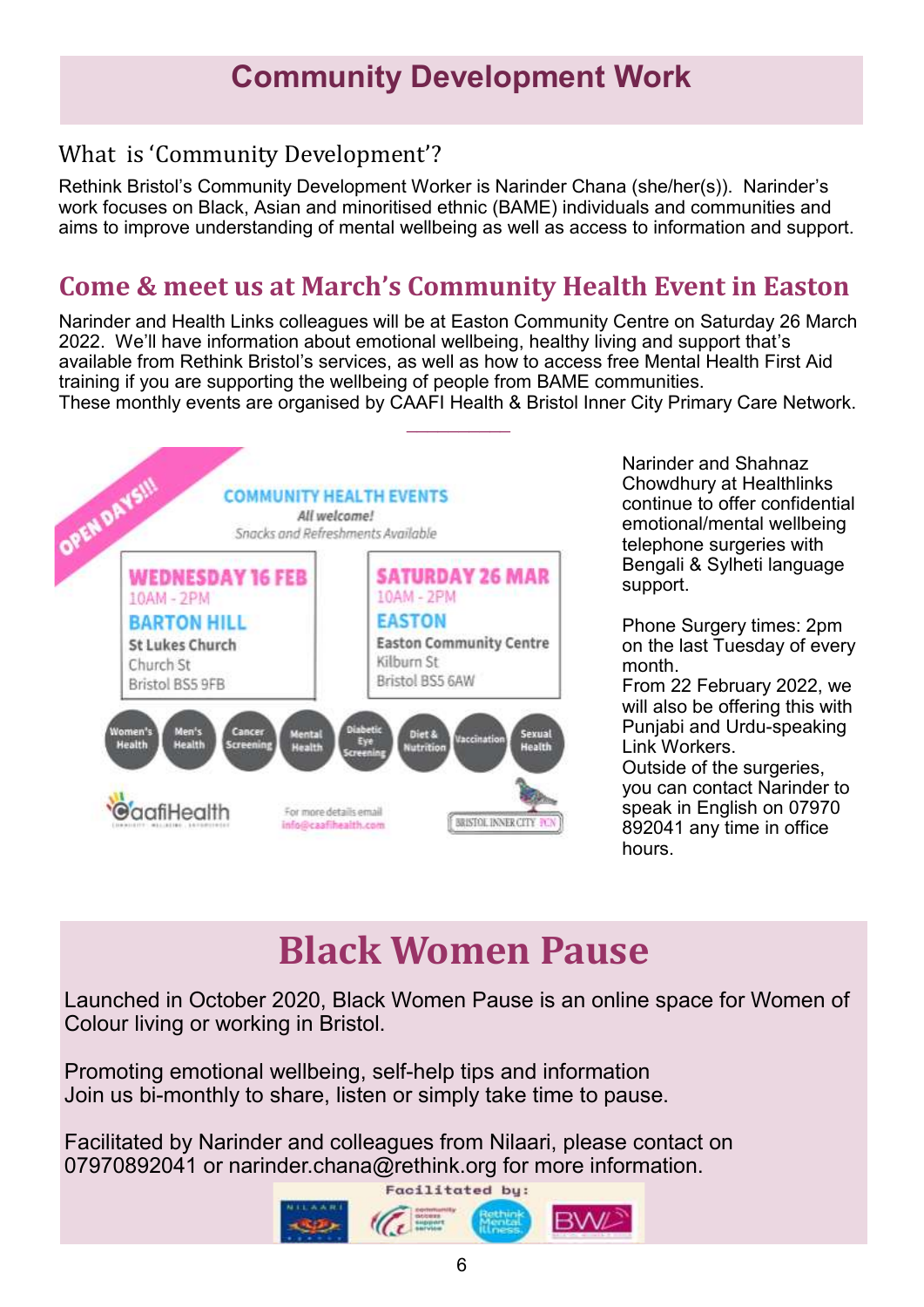# Community Development Work

## What is 'Community Development'?

Rethink Bristol's Community Development Worker is Narinder Chana (she/her(s)). Narinder's work focuses on Black, Asian and minoritised ethnic (BAME) individuals and communities and aims to improve understanding of mental wellbeing as well as access to information and support.

## Come & meet us at March's Community Health Event in Easton

Narinder and Health Links colleagues will be at Easton Community Centre on Saturday 26 March 2022. We'll have information about emotional wellbeing, healthy living and support that's available from Rethink Bristol's services, as well as how to access free Mental Health First Aid training if you are supporting the wellbeing of people from BAME communities.
These monthly events are organised by CAAFI Health & Bristol Inner City Primary Care Network.

OPEN DAYS!!!

**COMMUNITY HEALTH EVENTS**
*All welcome!*
*Snacks and Refreshments Available*

**WEDNESDAY 16 FEB**
10AM - 2PM
**BARTON HILL**
St Lukes Church
Church St
Bristol BS5 9FB

**SATURDAY 26 MAR**
10AM - 2PM
**EASTON**
Easton Community Centre
Kilburn St
Bristol BS5 6AW

Women's Health · Men's Health · Cancer Screening · Mental Health · Diabetic Eye Screening · Diet & Nutrition · Vaccination · Sexual Health

CaafiHealth — For more details email info@caafihealth.com — BRISTOL INNER CITY PCN

Narinder and Shahnaz Chowdhury at Healthlinks continue to offer confidential emotional/mental wellbeing telephone surgeries with Bengali & Sylheti language support.

Phone Surgery times: 2pm on the last Tuesday of every month.
From 22 February 2022, we will also be offering this with Punjabi and Urdu-speaking Link Workers.
Outside of the surgeries, you can contact Narinder to speak in English on 07970 892041 any time in office hours.

# Black Women Pause

Launched in October 2020, Black Women Pause is an online space for Women of Colour living or working in Bristol.

Promoting emotional wellbeing, self-help tips and information
Join us bi-monthly to share, listen or simply take time to pause.

Facilitated by Narinder and colleagues from Nilaari, please contact on 07970892041 or narinder.chana@rethink.org for more information.

Facilitated by: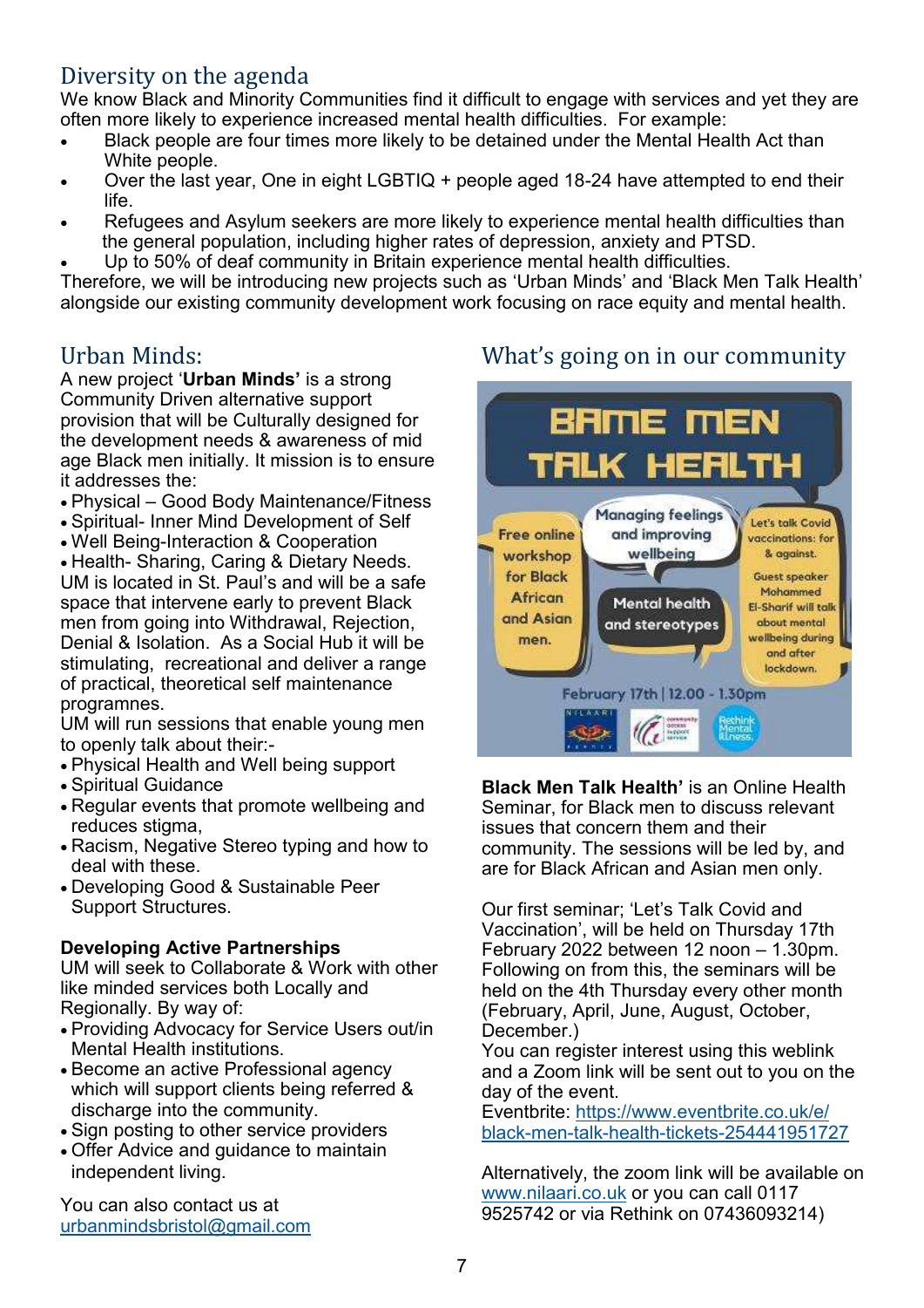## Diversity on the agenda

We know Black and Minority Communities find it difficult to engage with services and yet they are often more likely to experience increased mental health difficulties. For example:

- Black people are four times more likely to be detained under the Mental Health Act than White people.
- Over the last year, One in eight LGBTIQ + people aged 18-24 have attempted to end their life.
- Refugees and Asylum seekers are more likely to experience mental health difficulties than the general population, including higher rates of depression, anxiety and PTSD.
- Up to 50% of deaf community in Britain experience mental health difficulties.

Therefore, we will be introducing new projects such as 'Urban Minds' and 'Black Men Talk Health' alongside our existing community development work focusing on race equity and mental health.

## Urban Minds:

A new project '**Urban Minds'** is a strong Community Driven alternative support provision that will be Culturally designed for the development needs & awareness of mid age Black men initially. It mission is to ensure it addresses the:

- Physical – Good Body Maintenance/Fitness
- Spiritual- Inner Mind Development of Self
- Well Being-Interaction & Cooperation
- Health- Sharing, Caring & Dietary Needs.

UM is located in St. Paul's and will be a safe space that intervene early to prevent Black men from going into Withdrawal, Rejection, Denial & Isolation. As a Social Hub it will be stimulating, recreational and deliver a range of practical, theoretical self maintenance programnes.

UM will run sessions that enable young men to openly talk about their:-

- Physical Health and Well being support
- Spiritual Guidance
- Regular events that promote wellbeing and reduces stigma,
- Racism, Negative Stereo typing and how to deal with these.
- Developing Good & Sustainable Peer Support Structures.

### Developing Active Partnerships

UM will seek to Collaborate & Work with other like minded services both Locally and Regionally. By way of:

- Providing Advocacy for Service Users out/in Mental Health institutions.
- Become an active Professional agency which will support clients being referred & discharge into the community.
- Sign posting to other service providers
- Offer Advice and guidance to maintain independent living.

You can also contact us at urbanmindsbristol@gmail.com

## What's going on in our community

BAME MEN TALK HEALTH

Free online workshop for Black African and Asian men.

Managing feelings and improving wellbeing

Mental health and stereotypes

Let's talk Covid vaccinations: for & against.

Guest speaker Mohammed El-Sharif will talk about mental wellbeing during and after lockdown.

February 17th | 12.00 - 1.30pm

**Black Men Talk Health'** is an Online Health Seminar, for Black men to discuss relevant issues that concern them and their community. The sessions will be led by, and are for Black African and Asian men only.

Our first seminar; 'Let's Talk Covid and Vaccination', will be held on Thursday 17th February 2022 between 12 noon – 1.30pm. Following on from this, the seminars will be held on the 4th Thursday every other month (February, April, June, August, October, December.)

You can register interest using this weblink and a Zoom link will be sent out to you on the day of the event.

Eventbrite: https://www.eventbrite.co.uk/e/black-men-talk-health-tickets-254441951727

Alternatively, the zoom link will be available on www.nilaari.co.uk or you can call 0117 9525742 or via Rethink on 07436093214)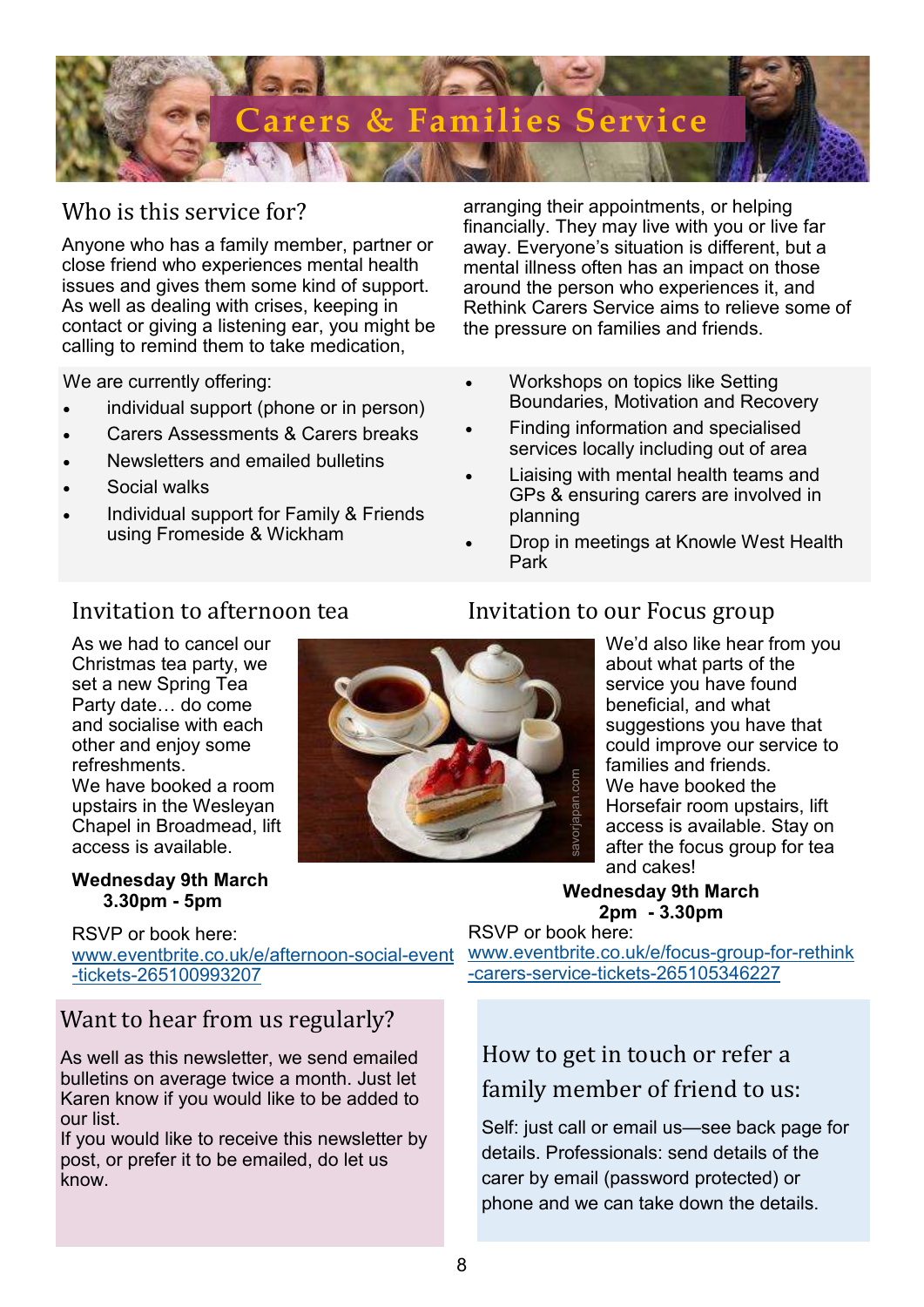# Carers & Families Service

## Who is this service for?

Anyone who has a family member, partner or close friend who experiences mental health issues and gives them some kind of support. As well as dealing with crises, keeping in contact or giving a listening ear, you might be calling to remind them to take medication, arranging their appointments, or helping financially. They may live with you or live far away. Everyone's situation is different, but a mental illness often has an impact on those around the person who experiences it, and Rethink Carers Service aims to relieve some of the pressure on families and friends.

We are currently offering:

- individual support (phone or in person)
- Carers Assessments & Carers breaks
- Newsletters and emailed bulletins
- Social walks
- Individual support for Family & Friends using Fromeside & Wickham
- Workshops on topics like Setting Boundaries, Motivation and Recovery
- Finding information and specialised services locally including out of area
- Liaising with mental health teams and GPs & ensuring carers are involved in planning
- Drop in meetings at Knowle West Health Park

## Invitation to afternoon tea

As we had to cancel our Christmas tea party, we set a new Spring Tea Party date… do come and socialise with each other and enjoy some refreshments.
We have booked a room upstairs in the Wesleyan Chapel in Broadmead, lift access is available.

**Wednesday 9th March**
**3.30pm - 5pm**

RSVP or book here:
www.eventbrite.co.uk/e/afternoon-social-event-tickets-265100993207

## Invitation to our Focus group

We'd also like hear from you about what parts of the service you have found beneficial, and what suggestions you have that could improve our service to families and friends.
We have booked the Horsefair room upstairs, lift access is available. Stay on after the focus group for tea and cakes!

**Wednesday 9th March**
**2pm - 3.30pm**

RSVP or book here:
www.eventbrite.co.uk/e/focus-group-for-rethink-carers-service-tickets-265105346227

## Want to hear from us regularly?

As well as this newsletter, we send emailed bulletins on average twice a month. Just let Karen know if you would like to be added to our list.
If you would like to receive this newsletter by post, or prefer it to be emailed, do let us know.

## How to get in touch or refer a family member of friend to us:

Self: just call or email us—see back page for details. Professionals: send details of the carer by email (password protected) or phone and we can take down the details.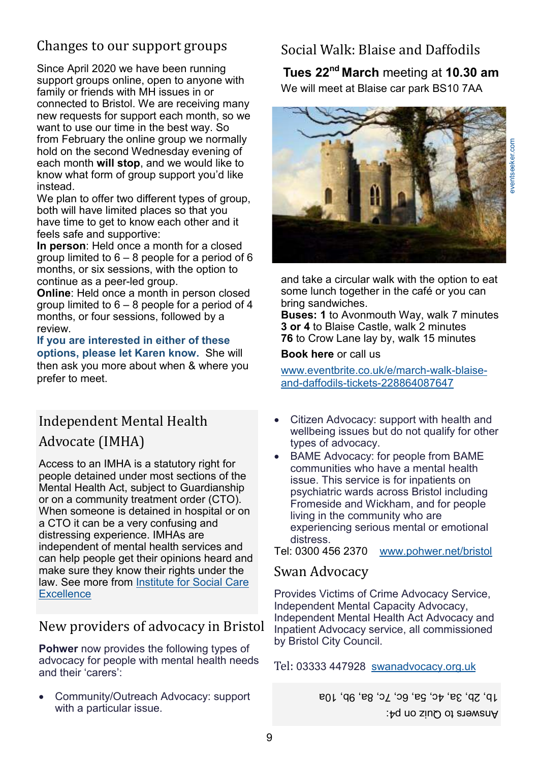## Changes to our support groups

Since April 2020 we have been running support groups online, open to anyone with family or friends with MH issues in or connected to Bristol. We are receiving many new requests for support each month, so we want to use our time in the best way. So from February the online group we normally hold on the second Wednesday evening of each month **will stop**, and we would like to know what form of group support you'd like instead.

We plan to offer two different types of group, both will have limited places so that you have time to get to know each other and it feels safe and supportive:

**In person**: Held once a month for a closed group limited to 6 – 8 people for a period of 6 months, or six sessions, with the option to continue as a peer-led group.

**Online**: Held once a month in person closed group limited to 6 – 8 people for a period of 4 months, or four sessions, followed by a review.

**If you are interested in either of these options, please let Karen know.** She will then ask you more about when & where you prefer to meet.

## Social Walk: Blaise and Daffodils

**Tues 22nd March** meeting at **10.30 am**

We will meet at Blaise car park BS10 7AA

eventseeker.com

and take a circular walk with the option to eat some lunch together in the café or you can bring sandwiches.

**Buses: 1** to Avonmouth Way, walk 7 minutes
**3 or 4** to Blaise Castle, walk 2 minutes
**76** to Crow Lane lay by, walk 15 minutes

**Book here** or call us

www.eventbrite.co.uk/e/march-walk-blaise-and-daffodils-tickets-228864087647

## Independent Mental Health Advocate (IMHA)

Access to an IMHA is a statutory right for people detained under most sections of the Mental Health Act, subject to Guardianship or on a community treatment order (CTO). When someone is detained in hospital or on a CTO it can be a very confusing and distressing experience. IMHAs are independent of mental health services and can help people get their opinions heard and make sure they know their rights under the law. See more from Institute for Social Care Excellence

## New providers of advocacy in Bristol

**Pohwer** now provides the following types of advocacy for people with mental health needs and their 'carers':

- Community/Outreach Advocacy: support with a particular issue.
- Citizen Advocacy: support with health and wellbeing issues but do not qualify for other types of advocacy.
- BAME Advocacy: for people from BAME communities who have a mental health issue. This service is for inpatients on psychiatric wards across Bristol including Fromeside and Wickham, and for people living in the community who are experiencing serious mental or emotional distress.

Tel: 0300 456 2370 www.pohwer.net/bristol

## Swan Advocacy

Provides Victims of Crime Advocacy Service, Independent Mental Capacity Advocacy, Independent Mental Health Act Advocacy and Inpatient Advocacy service, all commissioned by Bristol City Council.

Tel: 03333 447928 swanadvocacy.org.uk

Answers to Quiz on p4:
1b, 2b, 3a, 4c, 5a, 6c, 7c, 8a, 9b, 10a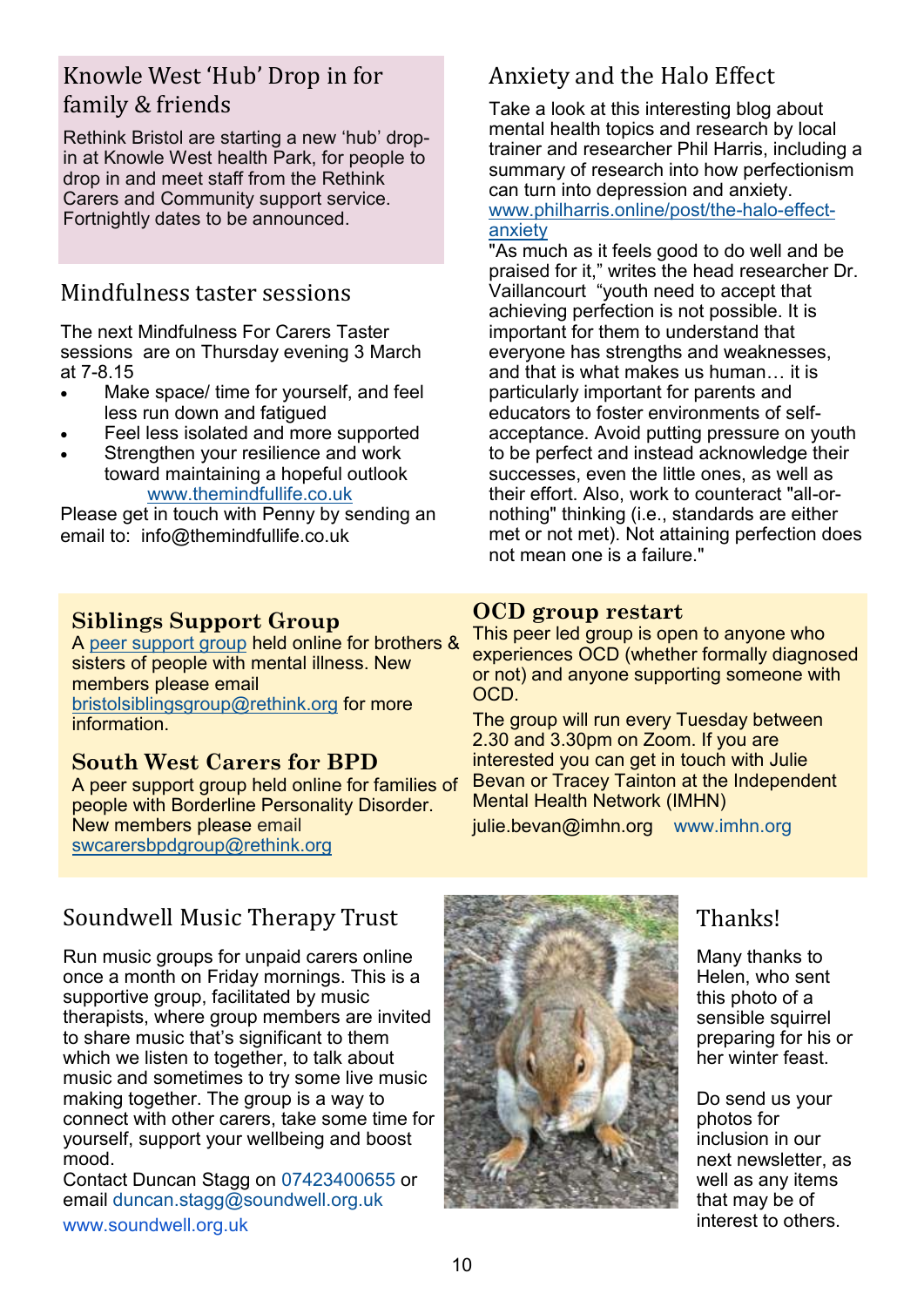## Knowle West 'Hub' Drop in for family & friends

Rethink Bristol are starting a new 'hub' drop-in at Knowle West health Park, for people to drop in and meet staff from the Rethink Carers and Community support service. Fortnightly dates to be announced.

## Mindfulness taster sessions

The next Mindfulness For Carers Taster sessions are on Thursday evening 3 March at 7-8.15

- Make space/ time for yourself, and feel less run down and fatigued
- Feel less isolated and more supported
- Strengthen your resilience and work toward maintaining a hopeful outlook

www.themindfullife.co.uk

Please get in touch with Penny by sending an email to: info@themindfullife.co.uk

## Anxiety and the Halo Effect

Take a look at this interesting blog about mental health topics and research by local trainer and researcher Phil Harris, including a summary of research into how perfectionism can turn into depression and anxiety.
www.philharris.online/post/the-halo-effect-anxiety

"As much as it feels good to do well and be praised for it," writes the head researcher Dr. Vaillancourt "youth need to accept that achieving perfection is not possible. It is important for them to understand that everyone has strengths and weaknesses, and that is what makes us human… it is particularly important for parents and educators to foster environments of self-acceptance. Avoid putting pressure on youth to be perfect and instead acknowledge their successes, even the little ones, as well as their effort. Also, work to counteract "all-or-nothing" thinking (i.e., standards are either met or not met). Not attaining perfection does not mean one is a failure."

## Siblings Support Group

A peer support group held online for brothers & sisters of people with mental illness. New members please email bristolsiblingsgroup@rethink.org for more information.

## South West Carers for BPD

A peer support group held online for families of people with Borderline Personality Disorder. New members please email swcarersbpdgroup@rethink.org

## OCD group restart

This peer led group is open to anyone who experiences OCD (whether formally diagnosed or not) and anyone supporting someone with OCD.

The group will run every Tuesday between 2.30 and 3.30pm on Zoom. If you are interested you can get in touch with Julie Bevan or Tracey Tainton at the Independent Mental Health Network (IMHN)

julie.bevan@imhn.org www.imhn.org

## Soundwell Music Therapy Trust

Run music groups for unpaid carers online once a month on Friday mornings. This is a supportive group, facilitated by music therapists, where group members are invited to share music that's significant to them which we listen to together, to talk about music and sometimes to try some live music making together. The group is a way to connect with other carers, take some time for yourself, support your wellbeing and boost mood.

Contact Duncan Stagg on 07423400655 or email duncan.stagg@soundwell.org.uk
www.soundwell.org.uk

## Thanks!

Many thanks to Helen, who sent this photo of a sensible squirrel preparing for his or her winter feast.

Do send us your photos for inclusion in our next newsletter, as well as any items that may be of interest to others.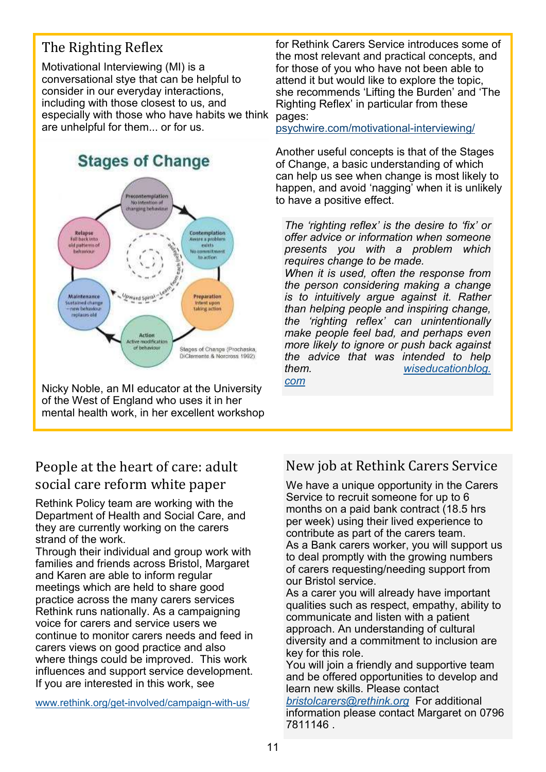## The Righting Reflex

Motivational Interviewing (MI) is a conversational stye that can be helpful to consider in our everyday interactions, including with those closest to us, and especially with those who have habits we think are unhelpful for them... or for us.

Nicky Noble, an MI educator at the University of the West of England who uses it in her mental health work, in her excellent workshop for Rethink Carers Service introduces some of the most relevant and practical concepts, and for those of you who have not been able to attend it but would like to explore the topic, she recommends 'Lifting the Burden' and 'The Righting Reflex' in particular from these pages:
psychwire.com/motivational-interviewing/

Another useful concepts is that of the Stages of Change, a basic understanding of which can help us see when change is most likely to happen, and avoid 'nagging' when it is unlikely to have a positive effect.

*The 'righting reflex' is the desire to 'fix' or offer advice or information when someone presents you with a problem which requires change to be made.*
*When it is used, often the response from the person considering making a change is to intuitively argue against it. Rather than helping people and inspiring change, the 'righting reflex' can unintentionally make people feel bad, and perhaps even more likely to ignore or push back against the advice that was intended to help them.* wiseducationblog.com

## People at the heart of care: adult social care reform white paper

Rethink Policy team are working with the Department of Health and Social Care, and they are currently working on the carers strand of the work.
Through their individual and group work with families and friends across Bristol, Margaret and Karen are able to inform regular meetings which are held to share good practice across the many carers services Rethink runs nationally. As a campaigning voice for carers and service users we continue to monitor carers needs and feed in carers views on good practice and also where things could be improved. This work influences and support service development. If you are interested in this work, see

www.rethink.org/get-involved/campaign-with-us/

## New job at Rethink Carers Service

We have a unique opportunity in the Carers Service to recruit someone for up to 6 months on a paid bank contract (18.5 hrs per week) using their lived experience to contribute as part of the carers team.
As a Bank carers worker, you will support us to deal promptly with the growing numbers of carers requesting/needing support from our Bristol service.
As a carer you will already have important qualities such as respect, empathy, ability to communicate and listen with a patient approach. An understanding of cultural diversity and a commitment to inclusion are key for this role.
You will join a friendly and supportive team and be offered opportunities to develop and learn new skills. Please contact *bristolcarers@rethink.org* For additional information please contact Margaret on 0796 7811146 .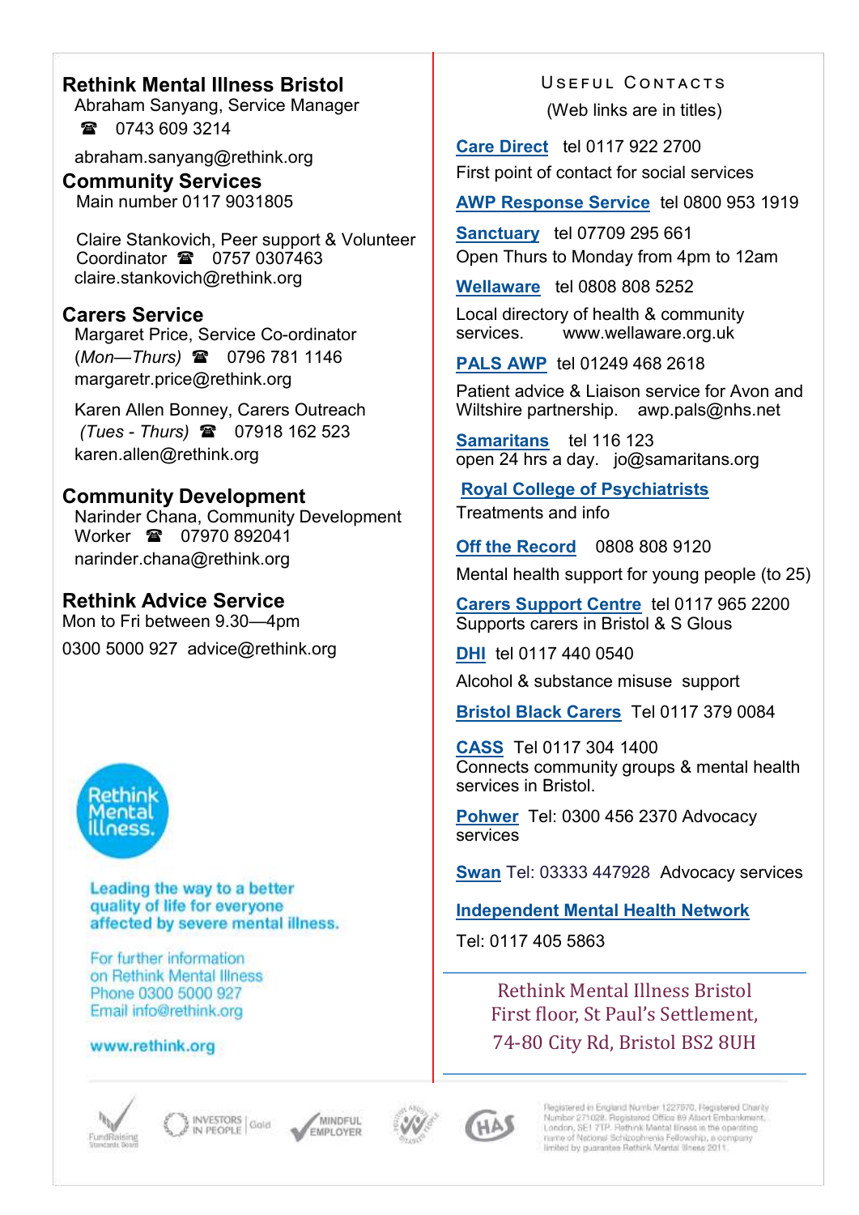## Rethink Mental Illness Bristol

Abraham Sanyang, Service Manager
☎ 0743 609 3214
abraham.sanyang@rethink.org

## Community Services

Main number 0117 9031805

Claire Stankovich, Peer support & Volunteer Coordinator ☎ 0757 0307463
claire.stankovich@rethink.org

## Carers Service

Margaret Price, Service Co-ordinator
(*Mon—Thurs)* ☎ 0796 781 1146
margaretr.price@rethink.org

Karen Allen Bonney, Carers Outreach
*(Tues - Thurs)* ☎ 07918 162 523
karen.allen@rethink.org

## Community Development

Narinder Chana, Community Development Worker ☎ 07970 892041
narinder.chana@rethink.org

## Rethink Advice Service

Mon to Fri between 9.30—4pm

0300 5000 927 advice@rethink.org

Rethink Mental Illness.

Leading the way to a better quality of life for everyone affected by severe mental illness.

For further information on Rethink Mental Illness
Phone 0300 5000 927
Email info@rethink.org

www.rethink.org

## Useful Contacts

(Web links are in titles)

**Care Direct** tel 0117 922 2700
First point of contact for social services

**AWP Response Service** tel 0800 953 1919

**Sanctuary** tel 07709 295 661
Open Thurs to Monday from 4pm to 12am

**Wellaware** tel 0808 808 5252
Local directory of health & community services. www.wellaware.org.uk

**PALS AWP** tel 01249 468 2618
Patient advice & Liaison service for Avon and Wiltshire partnership. awp.pals@nhs.net

**Samaritans** tel 116 123
open 24 hrs a day. jo@samaritans.org

**Royal College of Psychiatrists**
Treatments and info

**Off the Record** 0808 808 9120
Mental health support for young people (to 25)

**Carers Support Centre** tel 0117 965 2200
Supports carers in Bristol & S Glous

**DHI** tel 0117 440 0540
Alcohol & substance misuse support

**Bristol Black Carers** Tel 0117 379 0084

**CASS** Tel 0117 304 1400
Connects community groups & mental health services in Bristol.

**Pohwer** Tel: 0300 456 2370 Advocacy services

**Swan** Tel: 03333 447928 Advocacy services

**Independent Mental Health Network**
Tel: 0117 405 5863

Rethink Mental Illness Bristol
First floor, St Paul's Settlement,
74-80 City Rd, Bristol BS2 8UH

Registered in England Number 1227970, Registered Charity Number 271028. Registered Office 89 Albert Embankment, London, SE1 7TP. Rethink Mental Illness is the operating name of National Schizophrenia Fellowship, a company limited by guarantee Rethink Mental Illness 2011.